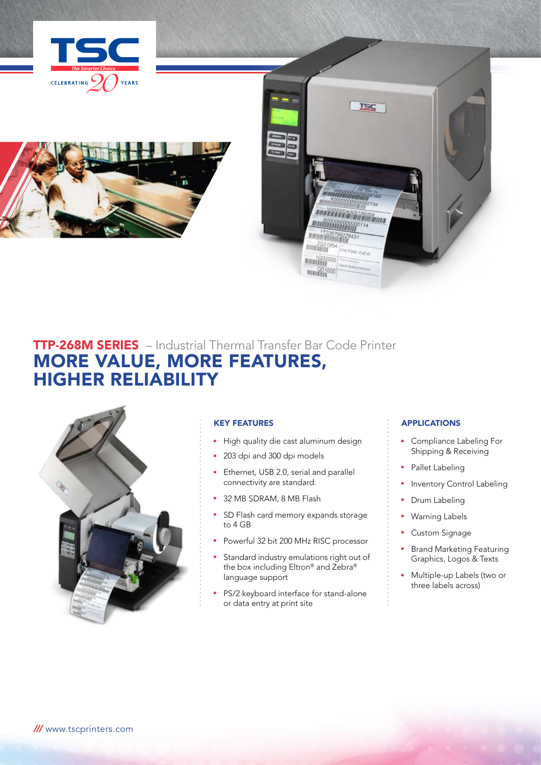TSC
The Smarter Choice.
CELEBRATING 20 YEARS

# TTP-268M SERIES – Industrial Thermal Transfer Bar Code Printer

## MORE VALUE, MORE FEATURES, HIGHER RELIABILITY

### KEY FEATURES

- High quality die cast aluminum design
- 203 dpi and 300 dpi models
- Ethernet, USB 2.0, serial and parallel connectivity are standard.
- 32 MB SDRAM, 8 MB Flash
- SD Flash card memory expands storage to 4 GB
- Powerful 32 bit 200 MHz RISC processor
- Standard industry emulations right out of the box including Eltron® and Zebra® language support
- PS/2 keyboard interface for stand-alone or data entry at print site

### APPLICATIONS

- Compliance Labeling For Shipping & Receiving
- Pallet Labeling
- Inventory Control Labeling
- Drum Labeling
- Warning Labels
- Custom Signage
- Brand Marketing Featuring Graphics, Logos & Texts
- Multiple-up Labels (two or three labels across)

/// www.tscprinters.com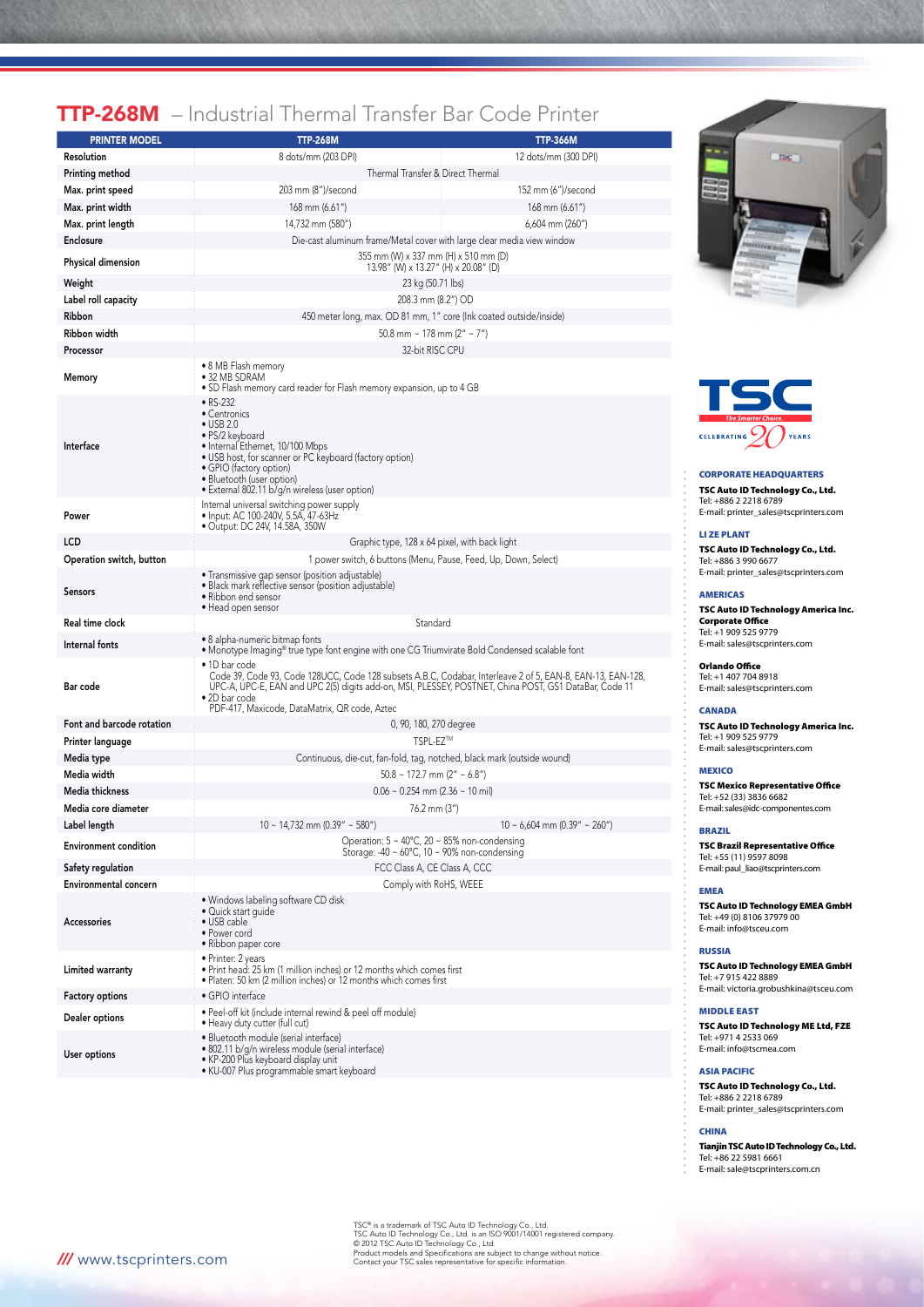# TTP-268M – Industrial Thermal Transfer Bar Code Printer

| PRINTER MODEL | TTP-268M | TTP-366M |
|---|---|---|
| Resolution | 8 dots/mm (203 DPI) | 12 dots/mm (300 DPI) |
| Printing method | Thermal Transfer & Direct Thermal | |
| Max. print speed | 203 mm (8")/second | 152 mm (6")/second |
| Max. print width | 168 mm (6.61") | 168 mm (6.61") |
| Max. print length | 14,732 mm (580") | 6,604 mm (260") |
| Enclosure | Die-cast aluminum frame/Metal cover with large clear media view window | |
| Physical dimension | 355 mm (W) x 337 mm (H) x 510 mm (D)<br>13.98" (W) x 13.27" (H) x 20.08" (D) | |
| Weight | 23 kg (50.71 lbs) | |
| Label roll capacity | 208.3 mm (8.2") OD | |
| Ribbon | 450 meter long, max. OD 81 mm, 1" core (Ink coated outside/inside) | |
| Ribbon width | 50.8 mm ~ 178 mm (2" ~ 7") | |
| Processor | 32-bit RISC CPU | |
| Memory | • 8 MB Flash memory<br>• 32 MB SDRAM<br>• SD Flash memory card reader for Flash memory expansion, up to 4 GB | |
| Interface | • RS-232<br>• Centronics<br>• USB 2.0<br>• PS/2 keyboard<br>• Internal Ethernet, 10/100 Mbps<br>• USB host, for scanner or PC keyboard (factory option)<br>• GPIO (factory option)<br>• Bluetooth (user option)<br>• External 802.11 b/g/n wireless (user option) | |
| Power | Internal universal switching power supply<br>• Input: AC 100-240V, 5.5A, 47-63Hz<br>• Output: DC 24V, 14.58A, 350W | |
| LCD | Graphic type, 128 x 64 pixel, with back light | |
| Operation switch, button | 1 power switch, 6 buttons (Menu, Pause, Feed, Up, Down, Select) | |
| Sensors | • Transmissive gap sensor (position adjustable)<br>• Black mark reflective sensor (position adjustable)<br>• Ribbon end sensor<br>• Head open sensor | |
| Real time clock | Standard | |
| Internal fonts | • 8 alpha-numeric bitmap fonts<br>• Monotype Imaging® true type font engine with one CG Triumvirate Bold Condensed scalable font | |
| Bar code | • 1D bar code<br>Code 39, Code 93, Code 128UCC, Code 128 subsets A.B.C, Codabar, Interleave 2 of 5, EAN-8, EAN-13, EAN-128, UPC-A, UPC-E, EAN and UPC 2(5) digits add-on, MSI, PLESSEY, POSTNET, China POST, GS1 DataBar, Code 11<br>• 2D bar code<br>PDF-417, Maxicode, DataMatrix, QR code, Aztec | |
| Font and barcode rotation | 0, 90, 180, 270 degree | |
| Printer language | TSPL-EZ™ | |
| Media type | Continuous, die-cut, fan-fold, tag, notched, black mark (outside wound) | |
| Media width | 50.8 ~ 172.7 mm (2" ~ 6.8") | |
| Media thickness | 0.06 ~ 0.254 mm (2.36 ~ 10 mil) | |
| Media core diameter | 76.2 mm (3") | |
| Label length | 10 ~ 14,732 mm (0.39" ~ 580") | 10 ~ 6,604 mm (0.39" ~ 260") |
| Environment condition | Operation: 5 ~ 40°C, 20 ~ 85% non-condensing<br>Storage: -40 ~ 60°C, 10 ~ 90% non-condensing | |
| Safety regulation | FCC Class A, CE Class A, CCC | |
| Environmental concern | Comply with RoHS, WEEE | |
| Accessories | • Windows labeling software CD disk<br>• Quick start guide<br>• USB cable<br>• Power cord<br>• Ribbon paper core | |
| Limited warranty | • Printer: 2 years<br>• Print head: 25 km (1 million inches) or 12 months which comes first<br>• Platen: 50 km (2 million inches) or 12 months which comes first | |
| Factory options | • GPIO interface | |
| Dealer options | • Peel-off kit (include internal rewind & peel off module)<br>• Heavy duty cutter (full cut) | |
| User options | • Bluetooth module (serial interface)<br>• 802.11 b/g/n wireless module (serial interface)<br>• KP-200 Plus keyboard display unit<br>• KU-007 Plus programmable smart keyboard | |

TSC
The Smarter Choice.
CELEBRATING 20 YEARS

### CORPORATE HEADQUARTERS
**TSC Auto ID Technology Co., Ltd.**
Tel: +886 2 2218 6789
E-mail: printer_sales@tscprinters.com

### LI ZE PLANT
**TSC Auto ID Technology Co., Ltd.**
Tel: +886 3 990 6677
E-mail: printer_sales@tscprinters.com

### AMERICAS
**TSC Auto ID Technology America Inc.**
**Corporate Office**
Tel: +1 909 525 9779
E-mail: sales@tscprinters.com

**Orlando Office**
Tel: +1 407 704 8918
E-mail: sales@tscprinters.com

### CANADA
**TSC Auto ID Technology America Inc.**
Tel: +1 909 525 9779
E-mail: sales@tscprinters.com

### MEXICO
**TSC Mexico Representative Office**
Tel: +52 (33) 3836 6682
E-mail: sales@idc-componentes.com

### BRAZIL
**TSC Brazil Representative Office**
Tel: +55 (11) 9597 8098
E-mail: paul_liao@tscprinters.com

### EMEA
**TSC Auto ID Technology EMEA GmbH**
Tel: +49 (0) 8106 37979 00
E-mail: info@tsceu.com

### RUSSIA
**TSC Auto ID Technology EMEA GmbH**
Tel: +7 915 422 8889
E-mail: victoria.grobushkina@tsceu.com

### MIDDLE EAST
**TSC Auto ID Technology ME Ltd, FZE**
Tel: +971 4 2533 069
E-mail: info@tscmea.com

### ASIA PACIFIC
**TSC Auto ID Technology Co., Ltd.**
Tel: +886 2 2218 6789
E-mail: printer_sales@tscprinters.com

### CHINA
**Tianjin TSC Auto ID Technology Co., Ltd.**
Tel: +86 22 5981 6661
E-mail: sale@tscprinters.com.cn

TSC® is a trademark of TSC Auto ID Technology Co., Ltd.
TSC Auto ID Technology Co., Ltd. is an ISO 9001/14001 registered company.
© 2012 TSC Auto ID Technology Co., Ltd
Product models and Specifications are subject to change without notice.
Contact your TSC sales representative for specific information.

/// www.tscprinters.com